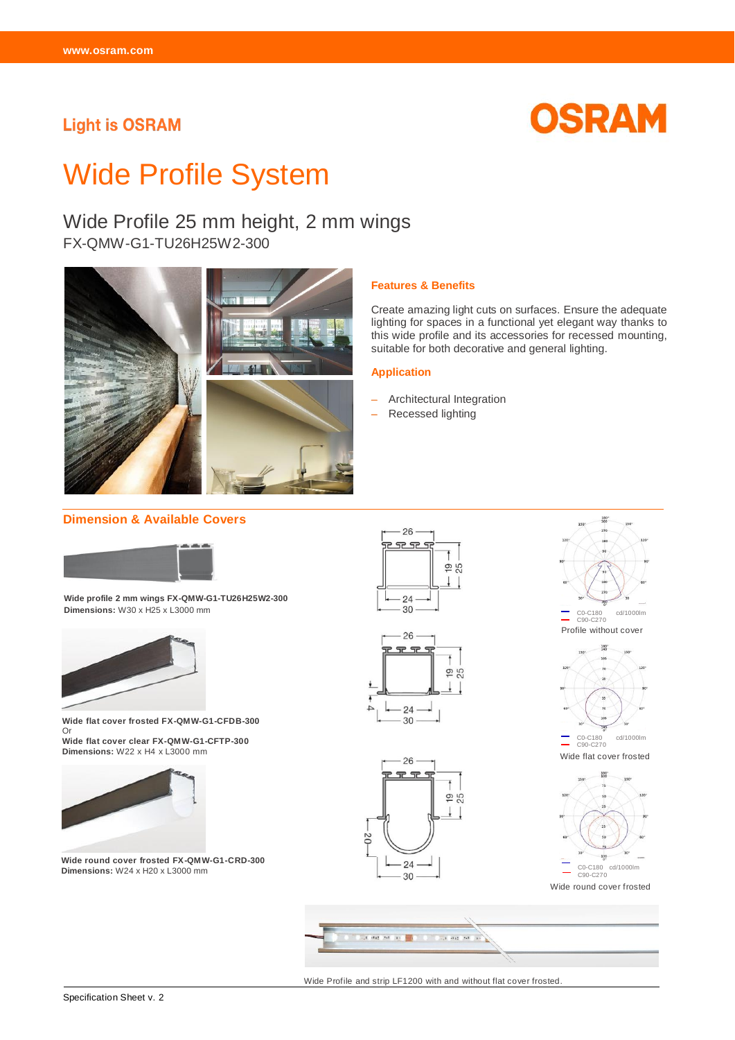Light is OSRAM

OSRAM

# Wide Profile System

## Wide Profile 25 mm height, 2 mm wings

FX-QMW-G1-TU26H25W2-300

### Features & Benefits

Create amazing light cuts on surfaces. Ensure the adequate lighting for spaces in a functional yet elegant way thanks to this wide profile and its accessories for recessed mounting, suitable for both decorative and general lighting.

### Application

- Architectural Integration
- Recessed lighting

### Dimension & Available Covers

**Wide profile 2 mm wings FX-QMW-G1-TU26H25W2-300**
**Dimensions:** W30 x H25 x L3000 mm

**Wide flat cover frosted FX-QMW-G1-CFDB-300**
Or
**Wide flat cover clear FX-QMW-G1-CFTP-300**
**Dimensions:** W22 x H4 x L3000 mm

**Wide round cover frosted FX-QMW-G1-CRD-300**
**Dimensions:** W24 x H20 x L3000 mm

C0-C180 cd/1000lm
C90-C270
Profile without cover

C0-C180 cd/1000lm
C90-C270
Wide flat cover frosted

C0-C180 cd/1000lm
C90-C270
Wide round cover frosted

Wide Profile and strip LF1200 with and without flat cover frosted.

Specification Sheet v. 2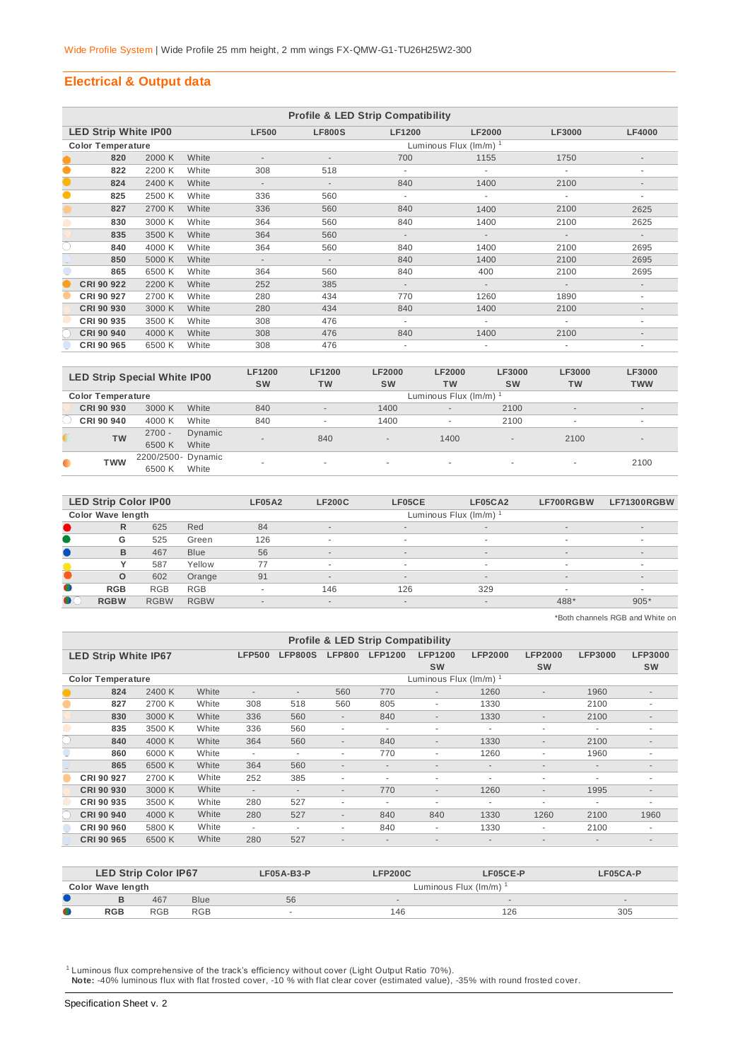## Electrical & Output data

| Profile & LED Strip Compatibility | | | | | | | | |
|---|---|---|---|---|---|---|---|---|
| **LED Strip White IP00** | | | **LF500** | **LF800S** | **LF1200** | **LF2000** | **LF3000** | **LF4000** |
| **Color Temperature** | | | Luminous Flux (lm/m) [1] | | | | | |
| **820** | 2000 K | White | - | - | 700 | 1155 | 1750 | - |
| **822** | 2200 K | White | 308 | 518 | - | - | - | - |
| **824** | 2400 K | White | - | - | 840 | 1400 | 2100 | - |
| **825** | 2500 K | White | 336 | 560 | - | - | - | - |
| **827** | 2700 K | White | 336 | 560 | 840 | 1400 | 2100 | 2625 |
| **830** | 3000 K | White | 364 | 560 | 840 | 1400 | 2100 | 2625 |
| **835** | 3500 K | White | 364 | 560 | - | - | - | - |
| **840** | 4000 K | White | 364 | 560 | 840 | 1400 | 2100 | 2695 |
| **850** | 5000 K | White | - | - | 840 | 1400 | 2100 | 2695 |
| **865** | 6500 K | White | 364 | 560 | 840 | 400 | 2100 | 2695 |
| **CRI 90 922** | 2200 K | White | 252 | 385 | - | - | - | - |
| **CRI 90 927** | 2700 K | White | 280 | 434 | 770 | 1260 | 1890 | - |
| **CRI 90 930** | 3000 K | White | 280 | 434 | 840 | 1400 | 2100 | - |
| **CRI 90 935** | 3500 K | White | 308 | 476 | - | - | - | - |
| **CRI 90 940** | 4000 K | White | 308 | 476 | 840 | 1400 | 2100 | - |
| **CRI 90 965** | 6500 K | White | 308 | 476 | - | - | - | - |

| **LED Strip Special White IP00** | | | **LF1200 SW** | **LF1200 TW** | **LF2000 SW** | **LF2000 TW** | **LF3000 SW** | **LF3000 TW** | **LF3000 TWW** |
|---|---|---|---|---|---|---|---|---|---|
| **Color Temperature** | | | Luminous Flux (lm/m) [1] | | | | | | |
| **CRI 90 930** | 3000 K | White | 840 | - | 1400 | - | 2100 | - | - |
| **CRI 90 940** | 4000 K | White | 840 | - | 1400 | - | 2100 | - | - |
| **TW** | 2700 - 6500 K | Dynamic White | - | 840 | - | 1400 | - | 2100 | - |
| **TWW** | 2200/2500- 6500 K | Dynamic White | - | - | - | - | - | - | 2100 |

| **LED Strip Color IP00** | | | **LF05A2** | **LF200C** | **LF05CE** | **LF05CA2** | **LF700RGBW** | **LF71300RGBW** |
|---|---|---|---|---|---|---|---|---|
| **Color Wave length** | | | Luminous Flux (lm/m) [1] | | | | | |
| **R** | 625 | Red | 84 | - | - | - | - | - |
| **G** | 525 | Green | 126 | - | - | - | - | - |
| **B** | 467 | Blue | 56 | - | - | - | - | - |
| **Y** | 587 | Yellow | 77 | - | - | - | - | - |
| **O** | 602 | Orange | 91 | - | - | - | - | - |
| **RGB** | RGB | RGB | - | 146 | 126 | 329 | - | - |
| **RGBW** | RGBW | RGBW | - | - | - | - | 488* | 905* |

*Both channels RGB and White on

| Profile & LED Strip Compatibility | | | | | | | | | | | | |
|---|---|---|---|---|---|---|---|---|---|---|---|---|
| **LED Strip White IP67** | | | **LFP500** | **LFP800S** | **LFP800** | **LFP1200** | **LFP1200 SW** | **LFP2000** | **LFP2000 SW** | **LFP3000** | **LFP3000 SW** |
| **Color Temperature** | | | Luminous Flux (lm/m) [1] | | | | | | | | |
| **824** | 2400 K | White | - | - | 560 | 770 | - | 1260 | - | 1960 | - |
| **827** | 2700 K | White | 308 | 518 | 560 | 805 | - | 1330 | | 2100 | - |
| **830** | 3000 K | White | 336 | 560 | - | 840 | - | 1330 | - | 2100 | - |
| **835** | 3500 K | White | 336 | 560 | - | - | - | - | - | - | - |
| **840** | 4000 K | White | 364 | 560 | - | 840 | - | 1330 | - | 2100 | - |
| **860** | 6000 K | White | - | - | - | 770 | - | 1260 | - | 1960 | - |
| **865** | 6500 K | White | 364 | 560 | - | - | - | - | - | - | - |
| **CRI 90 927** | 2700 K | White | 252 | 385 | - | - | - | - | - | - | - |
| **CRI 90 930** | 3000 K | White | - | - | - | 770 | - | 1260 | - | 1995 | - |
| **CRI 90 935** | 3500 K | White | 280 | 527 | - | - | - | - | - | - | - |
| **CRI 90 940** | 4000 K | White | 280 | 527 | - | 840 | 840 | 1330 | 1260 | 2100 | 1960 |
| **CRI 90 960** | 5800 K | White | - | - | - | 840 | - | 1330 | - | 2100 | - |
| **CRI 90 965** | 6500 K | White | 280 | 527 | - | - | - | - | - | - | - |

| **LED Strip Color IP67** | | | **LF05A-B3-P** | **LFP200C** | **LF05CE-P** | **LF05CA-P** |
|---|---|---|---|---|---|---|
| **Color Wave length** | | | Luminous Flux (lm/m) [1] | | | |
| **B** | 467 | Blue | 56 | - | - | - |
| **RGB** | RGB | RGB | - | 146 | 126 | 305 |

[1] Luminous flux comprehensive of the track's efficiency without cover (Light Output Ratio 70%).
**Note:** -40% luminous flux with flat frosted cover, -10 % with flat clear cover (estimated value), -35% with round frosted cover.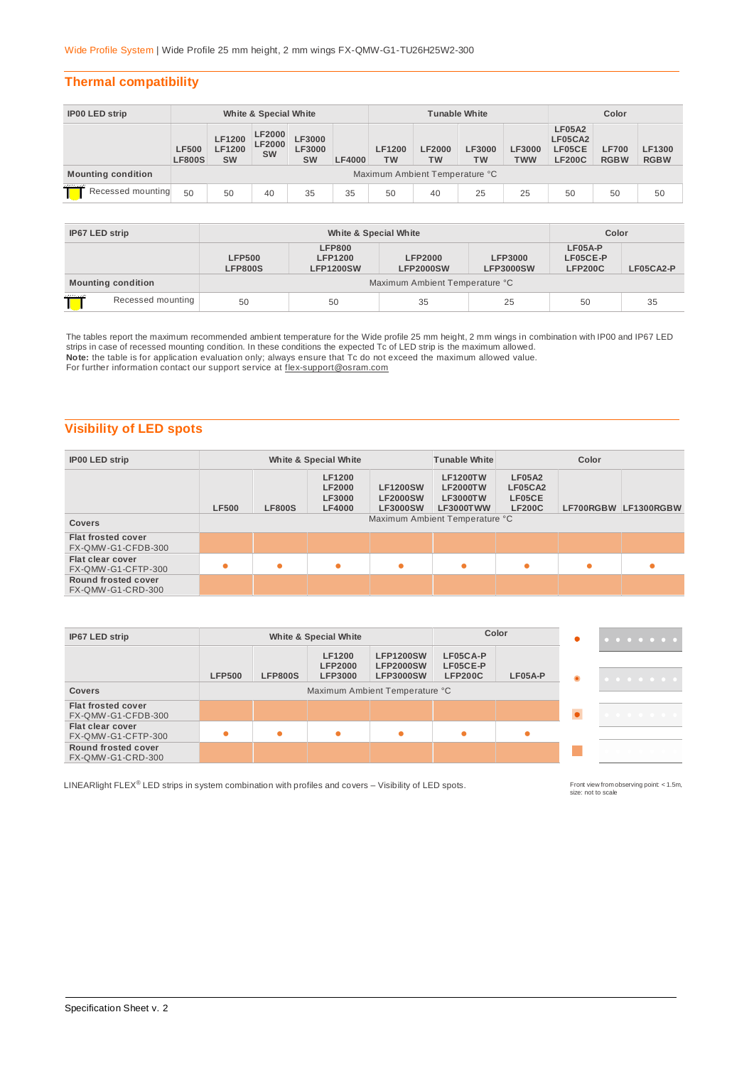Wide Profile System | Wide Profile 25 mm height, 2 mm wings FX-QMW-G1-TU26H25W2-300

## Thermal compatibility

| IP00 LED strip | White & Special White | | | | | Tunable White | | | | Color | | |
|---|---|---|---|---|---|---|---|---|---|---|---|---|
| | LF500 LF800S | LF1200 LF1200 SW | LF2000 LF2000 SW | LF3000 LF3000 SW | LF4000 | LF1200 TW | LF2000 TW | LF3000 TW | LF3000 TWW | LF05A2 LF05CA2 LF05CE LF200C | LF700 RGBW | LF1300 RGBW |
| Mounting condition | Maximum Ambient Temperature °C | | | | | | | | | | | |
| Recessed mounting | 50 | 50 | 40 | 35 | 35 | 50 | 40 | 25 | 25 | 50 | 50 | 50 |

| IP67 LED strip | White & Special White | | | | Color | |
|---|---|---|---|---|---|---|
| | LFP500 LFP800S | LFP800 LFP1200 LFP1200SW | LFP2000 LFP2000SW | LFP3000 LFP3000SW | LF05A-P LF05CE-P LFP200C | LF05CA2-P |
| Mounting condition | Maximum Ambient Temperature °C | | | | | |
| Recessed mounting | 50 | 50 | 35 | 25 | 50 | 35 |

The tables report the maximum recommended ambient temperature for the Wide profile 25 mm height, 2 mm wings in combination with IP00 and IP67 LED strips in case of recessed mounting condition. In these conditions the expected Tc of LED strip is the maximum allowed.
**Note:** the table is for application evaluation only; always ensure that Tc do not exceed the maximum allowed value.
For further information contact our support service at flex-support@osram.com

## Visibility of LED spots

| IP00 LED strip | White & Special White | | | | Tunable White | Color | | |
|---|---|---|---|---|---|---|---|---|
| | LF500 | LF800S | LF1200 LF2000 LF3000 LF4000 | LF1200SW LF2000SW LF3000SW | LF1200TW LF2000TW LF3000TW LF3000TWW | LF05A2 LF05CA2 LF05CE LF200C | LF700RGBW | LF1300RGBW |
| Covers | Maximum Ambient Temperature °C | | | | | | | |
| Flat frosted cover FX-QMW-G1-CFDB-300 | | | | | | | | |
| Flat clear cover FX-QMW-G1-CFTP-300 | ● | ● | ● | ● | ● | ● | ● | ● |
| Round frosted cover FX-QMW-G1-CRD-300 | | | | | | | | |

| IP67 LED strip | White & Special White | | | | Color | |
|---|---|---|---|---|---|---|
| | LFP500 | LFP800S | LF1200 LFP2000 LFP3000 | LFP1200SW LFP2000SW LFP3000SW | LF05CA-P LF05CE-P LFP200C | LF05A-P |
| Covers | Maximum Ambient Temperature °C | | | | | |
| Flat frosted cover FX-QMW-G1-CFDB-300 | | | | | | |
| Flat clear cover FX-QMW-G1-CFTP-300 | ● | ● | ● | ● | ● | ● |
| Round frosted cover FX-QMW-G1-CRD-300 | | | | | | |

LINEARlight FLEX® LED strips in system combination with profiles and covers – Visibility of LED spots.

Front view from observing point: < 1.5m, size: not to scale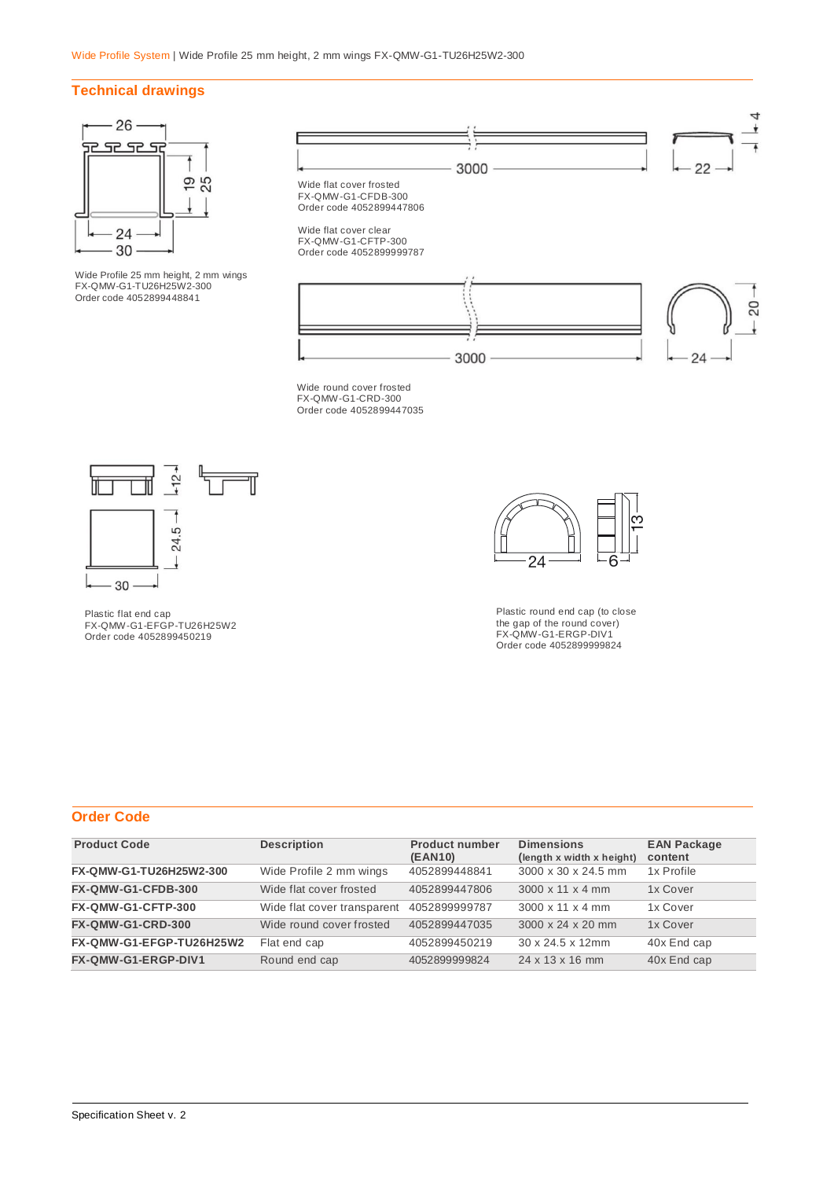## Technical drawings

Wide Profile 25 mm height, 2 mm wings
FX-QMW-G1-TU26H25W2-300
Order code 4052899448841

Wide flat cover frosted
FX-QMW-G1-CFDB-300
Order code 4052899447806

Wide flat cover clear
FX-QMW-G1-CFTP-300
Order code 4052899999787

Wide round cover frosted
FX-QMW-G1-CRD-300
Order code 4052899447035

Plastic flat end cap
FX-QMW-G1-EFGP-TU26H25W2
Order code 4052899450219

Plastic round end cap (to close the gap of the round cover)
FX-QMW-G1-ERGP-DIV1
Order code 4052899999824

## Order Code

| Product Code | Description | Product number (EAN10) | Dimensions (length x width x height) | EAN Package content |
|---|---|---|---|---|
| **FX-QMW-G1-TU26H25W2-300** | Wide Profile 2 mm wings | 4052899448841 | 3000 x 30 x 24.5 mm | 1x Profile |
| **FX-QMW-G1-CFDB-300** | Wide flat cover frosted | 4052899447806 | 3000 x 11 x 4 mm | 1x Cover |
| **FX-QMW-G1-CFTP-300** | Wide flat cover transparent | 4052899999787 | 3000 x 11 x 4 mm | 1x Cover |
| **FX-QMW-G1-CRD-300** | Wide round cover frosted | 4052899447035 | 3000 x 24 x 20 mm | 1x Cover |
| **FX-QMW-G1-EFGP-TU26H25W2** | Flat end cap | 4052899450219 | 30 x 24.5 x 12mm | 40x End cap |
| **FX-QMW-G1-ERGP-DIV1** | Round end cap | 4052899999824 | 24 x 13 x 16 mm | 40x End cap |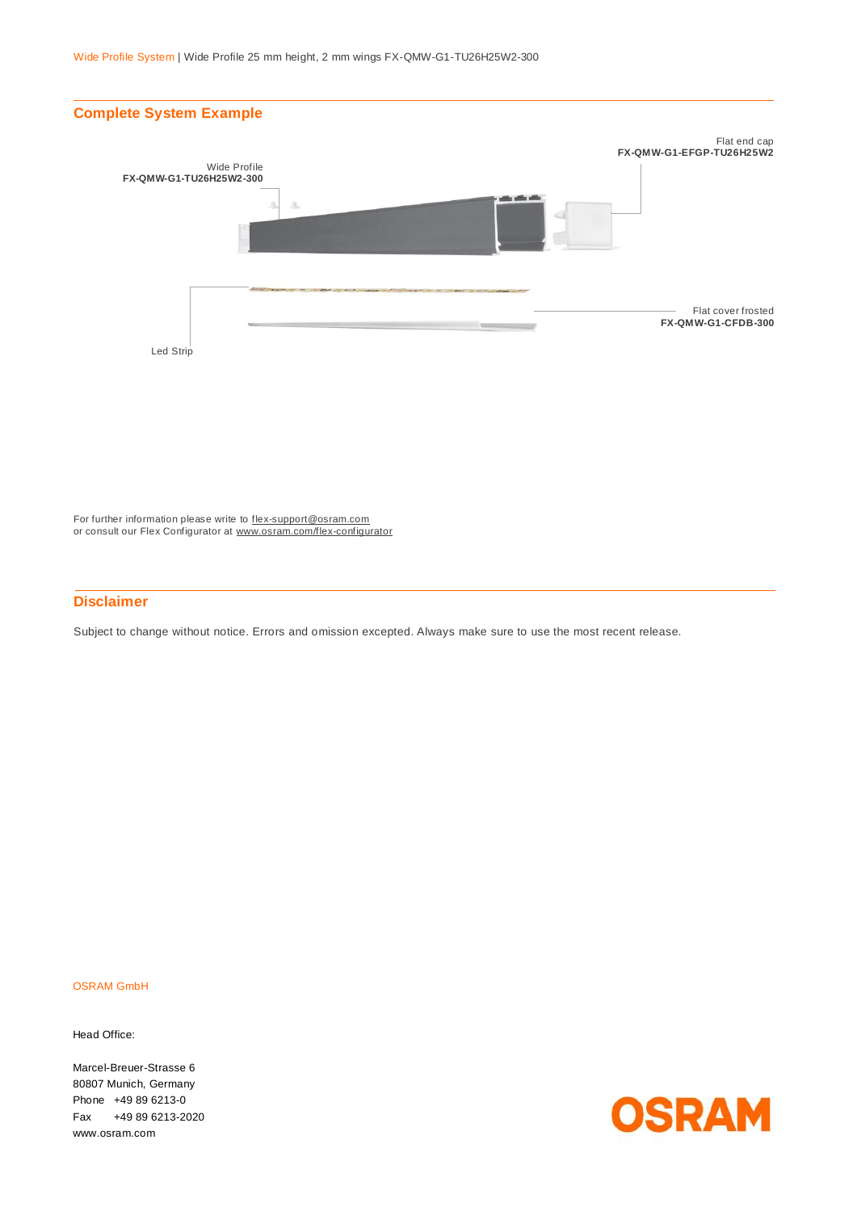## Complete System Example

Flat end cap
**FX-QMW-G1-EFGP-TU26H25W2**

Wide Profile
**FX-QMW-G1-TU26H25W2-300**

Flat cover frosted
**FX-QMW-G1-CFDB-300**

Led Strip

For further information please write to flex-support@osram.com
or consult our Flex Configurator at www.osram.com/flex-configurator

## Disclaimer

Subject to change without notice. Errors and omission excepted. Always make sure to use the most recent release.

OSRAM GmbH

Head Office:

Marcel-Breuer-Strasse 6
80807 Munich, Germany
Phone +49 89 6213-0
Fax +49 89 6213-2020
www.osram.com

OSRAM